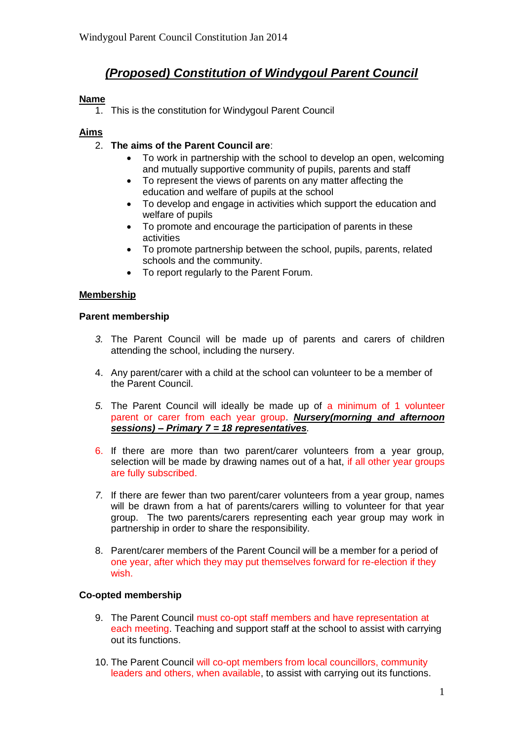# *(Proposed) Constitution of Windygoul Parent Council*

**Name**

1. This is the constitution for Windygoul Parent Council

**Aims**

2. **The aims of the Parent Council are**:
   - To work in partnership with the school to develop an open, welcoming and mutually supportive community of pupils, parents and staff
   - To represent the views of parents on any matter affecting the education and welfare of pupils at the school
   - To develop and engage in activities which support the education and welfare of pupils
   - To promote and encourage the participation of parents in these activities
   - To promote partnership between the school, pupils, parents, related schools and the community.
   - To report regularly to the Parent Forum.

**Membership**

**Parent membership**

3. The Parent Council will be made up of parents and carers of children attending the school, including the nursery.

4. Any parent/carer with a child at the school can volunteer to be a member of the Parent Council.

5. The Parent Council will ideally be made up of a minimum of 1 volunteer parent or carer from each year group. ***Nursery(morning and afternoon sessions) – Primary 7 = 18 representatives***.

6. If there are more than two parent/carer volunteers from a year group, selection will be made by drawing names out of a hat, if all other year groups are fully subscribed.

7. If there are fewer than two parent/carer volunteers from a year group, names will be drawn from a hat of parents/carers willing to volunteer for that year group. The two parents/carers representing each year group may work in partnership in order to share the responsibility.

8. Parent/carer members of the Parent Council will be a member for a period of one year, after which they may put themselves forward for re-election if they wish.

**Co-opted membership**

9. The Parent Council must co-opt staff members and have representation at each meeting. Teaching and support staff at the school to assist with carrying out its functions.

10. The Parent Council will co-opt members from local councillors, community leaders and others, when available, to assist with carrying out its functions.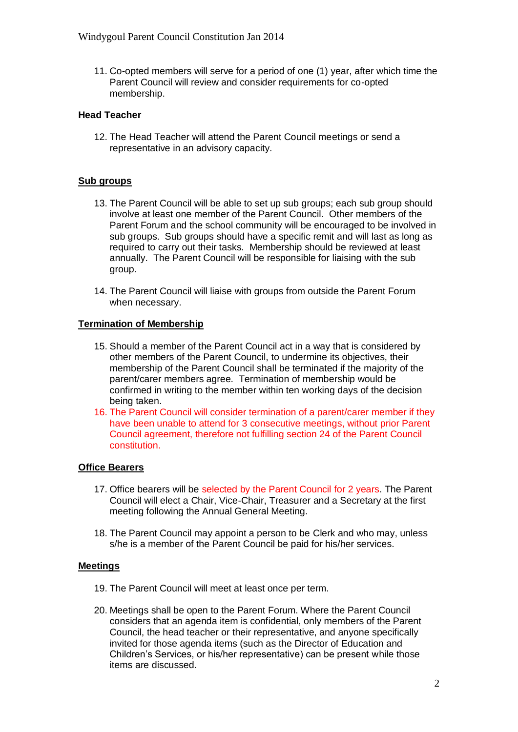11. Co-opted members will serve for a period of one (1) year, after which time the Parent Council will review and consider requirements for co-opted membership.

**Head Teacher**

12. The Head Teacher will attend the Parent Council meetings or send a representative in an advisory capacity.

## Sub groups

13. The Parent Council will be able to set up sub groups; each sub group should involve at least one member of the Parent Council. Other members of the Parent Forum and the school community will be encouraged to be involved in sub groups. Sub groups should have a specific remit and will last as long as required to carry out their tasks. Membership should be reviewed at least annually. The Parent Council will be responsible for liaising with the sub group.

14. The Parent Council will liaise with groups from outside the Parent Forum when necessary.

## Termination of Membership

15. Should a member of the Parent Council act in a way that is considered by other members of the Parent Council, to undermine its objectives, their membership of the Parent Council shall be terminated if the majority of the parent/carer members agree. Termination of membership would be confirmed in writing to the member within ten working days of the decision being taken.
16. The Parent Council will consider termination of a parent/carer member if they have been unable to attend for 3 consecutive meetings, without prior Parent Council agreement, therefore not fulfilling section 24 of the Parent Council constitution.

## Office Bearers

17. Office bearers will be selected by the Parent Council for 2 years. The Parent Council will elect a Chair, Vice-Chair, Treasurer and a Secretary at the first meeting following the Annual General Meeting.

18. The Parent Council may appoint a person to be Clerk and who may, unless s/he is a member of the Parent Council be paid for his/her services.

## Meetings

19. The Parent Council will meet at least once per term.

20. Meetings shall be open to the Parent Forum. Where the Parent Council considers that an agenda item is confidential, only members of the Parent Council, the head teacher or their representative, and anyone specifically invited for those agenda items (such as the Director of Education and Children's Services, or his/her representative) can be present while those items are discussed.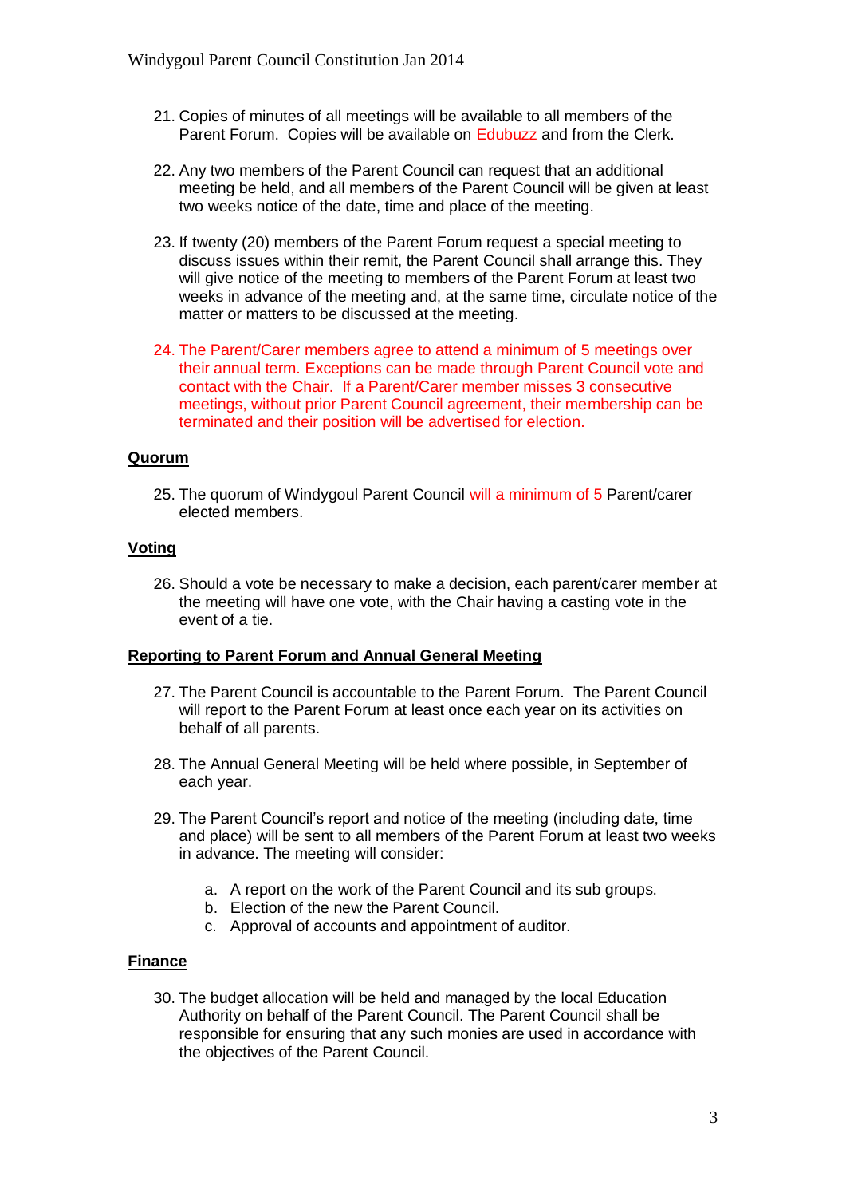21. Copies of minutes of all meetings will be available to all members of the Parent Forum. Copies will be available on Edubuzz and from the Clerk.

22. Any two members of the Parent Council can request that an additional meeting be held, and all members of the Parent Council will be given at least two weeks notice of the date, time and place of the meeting.

23. If twenty (20) members of the Parent Forum request a special meeting to discuss issues within their remit, the Parent Council shall arrange this. They will give notice of the meeting to members of the Parent Forum at least two weeks in advance of the meeting and, at the same time, circulate notice of the matter or matters to be discussed at the meeting.

24. The Parent/Carer members agree to attend a minimum of 5 meetings over their annual term. Exceptions can be made through Parent Council vote and contact with the Chair. If a Parent/Carer member misses 3 consecutive meetings, without prior Parent Council agreement, their membership can be terminated and their position will be advertised for election.

**Quorum**

25. The quorum of Windygoul Parent Council will a minimum of 5 Parent/carer elected members.

**Voting**

26. Should a vote be necessary to make a decision, each parent/carer member at the meeting will have one vote, with the Chair having a casting vote in the event of a tie.

**Reporting to Parent Forum and Annual General Meeting**

27. The Parent Council is accountable to the Parent Forum. The Parent Council will report to the Parent Forum at least once each year on its activities on behalf of all parents.

28. The Annual General Meeting will be held where possible, in September of each year.

29. The Parent Council's report and notice of the meeting (including date, time and place) will be sent to all members of the Parent Forum at least two weeks in advance. The meeting will consider:

    a. A report on the work of the Parent Council and its sub groups.
    b. Election of the new the Parent Council.
    c. Approval of accounts and appointment of auditor.

**Finance**

30. The budget allocation will be held and managed by the local Education Authority on behalf of the Parent Council. The Parent Council shall be responsible for ensuring that any such monies are used in accordance with the objectives of the Parent Council.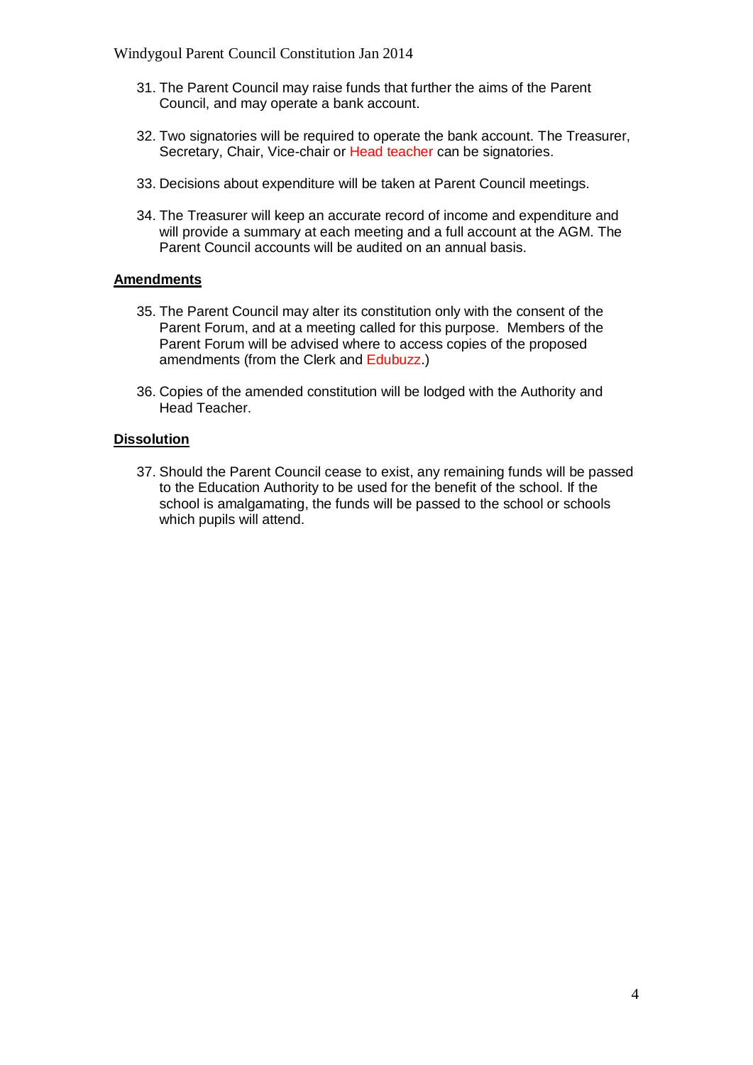31. The Parent Council may raise funds that further the aims of the Parent Council, and may operate a bank account.

32. Two signatories will be required to operate the bank account. The Treasurer, Secretary, Chair, Vice-chair or Head teacher can be signatories.

33. Decisions about expenditure will be taken at Parent Council meetings.

34. The Treasurer will keep an accurate record of income and expenditure and will provide a summary at each meeting and a full account at the AGM. The Parent Council accounts will be audited on an annual basis.

**Amendments**

35. The Parent Council may alter its constitution only with the consent of the Parent Forum, and at a meeting called for this purpose. Members of the Parent Forum will be advised where to access copies of the proposed amendments (from the Clerk and Edubuzz.)

36. Copies of the amended constitution will be lodged with the Authority and Head Teacher.

**Dissolution**

37. Should the Parent Council cease to exist, any remaining funds will be passed to the Education Authority to be used for the benefit of the school. If the school is amalgamating, the funds will be passed to the school or schools which pupils will attend.